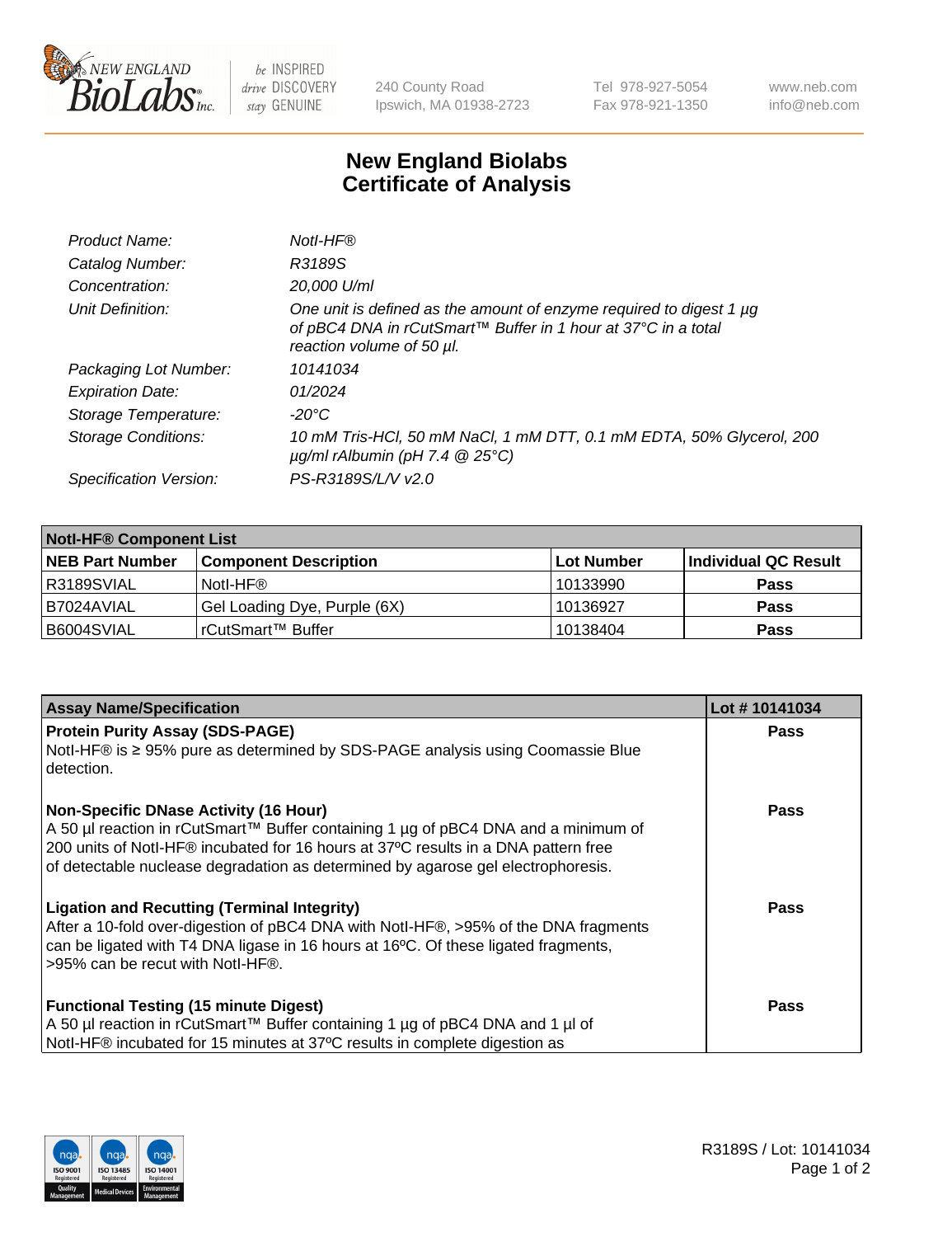New England BioLabs Inc. — be INSPIRED drive DISCOVERY stay GENUINE

240 County Road
Ipswich, MA 01938-2723

Tel 978-927-5054
Fax 978-921-1350

www.neb.com
info@neb.com

# New England Biolabs
# Certificate of Analysis

| | |
|---|---|
| *Product Name:* | *NotI-HF®* |
| *Catalog Number:* | *R3189S* |
| *Concentration:* | *20,000 U/ml* |
| *Unit Definition:* | *One unit is defined as the amount of enzyme required to digest 1 µg of pBC4 DNA in rCutSmart™ Buffer in 1 hour at 37°C in a total reaction volume of 50 µl.* |
| *Packaging Lot Number:* | *10141034* |
| *Expiration Date:* | *01/2024* |
| *Storage Temperature:* | *-20°C* |
| *Storage Conditions:* | *10 mM Tris-HCl, 50 mM NaCl, 1 mM DTT, 0.1 mM EDTA, 50% Glycerol, 200 µg/ml rAlbumin (pH 7.4 @ 25°C)* |
| *Specification Version:* | *PS-R3189S/L/V v2.0* |

| **NotI-HF® Component List** | | | |
|---|---|---|---|
| **NEB Part Number** | **Component Description** | **Lot Number** | **Individual QC Result** |
| R3189SVIAL | NotI-HF® | 10133990 | **Pass** |
| B7024AVIAL | Gel Loading Dye, Purple (6X) | 10136927 | **Pass** |
| B6004SVIAL | rCutSmart™ Buffer | 10138404 | **Pass** |

| **Assay Name/Specification** | **Lot # 10141034** |
|---|---|
| **Protein Purity Assay (SDS-PAGE)**<br>NotI-HF® is ≥ 95% pure as determined by SDS-PAGE analysis using Coomassie Blue detection. | **Pass** |
| **Non-Specific DNase Activity (16 Hour)**<br>A 50 µl reaction in rCutSmart™ Buffer containing 1 µg of pBC4 DNA and a minimum of 200 units of NotI-HF® incubated for 16 hours at 37ºC results in a DNA pattern free of detectable nuclease degradation as determined by agarose gel electrophoresis. | **Pass** |
| **Ligation and Recutting (Terminal Integrity)**<br>After a 10-fold over-digestion of pBC4 DNA with NotI-HF®, >95% of the DNA fragments can be ligated with T4 DNA ligase in 16 hours at 16ºC. Of these ligated fragments, >95% can be recut with NotI-HF®. | **Pass** |
| **Functional Testing (15 minute Digest)**<br>A 50 µl reaction in rCutSmart™ Buffer containing 1 µg of pBC4 DNA and 1 µl of NotI-HF® incubated for 15 minutes at 37ºC results in complete digestion as | **Pass** |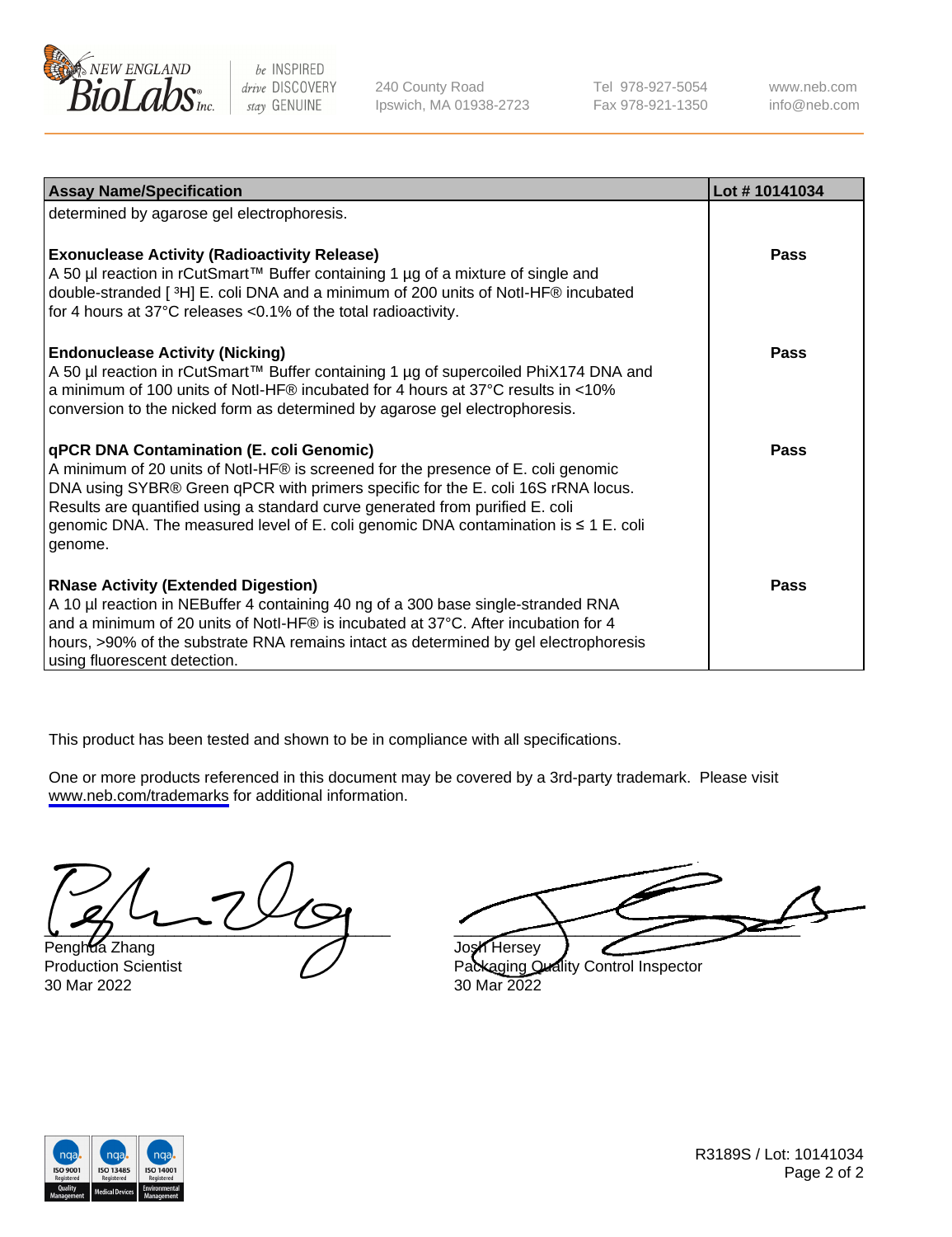| Assay Name/Specification | Lot # 10141034 |
|---|---|
| determined by agarose gel electrophoresis. | |
| **Exonuclease Activity (Radioactivity Release)**<br>A 50 µl reaction in rCutSmart™ Buffer containing 1 µg of a mixture of single and double-stranded [ $^3$H] E. coli DNA and a minimum of 200 units of NotI-HF® incubated for 4 hours at 37°C releases <0.1% of the total radioactivity. | Pass |
| **Endonuclease Activity (Nicking)**<br>A 50 µl reaction in rCutSmart™ Buffer containing 1 µg of supercoiled PhiX174 DNA and a minimum of 100 units of NotI-HF® incubated for 4 hours at 37°C results in <10% conversion to the nicked form as determined by agarose gel electrophoresis. | Pass |
| **qPCR DNA Contamination (E. coli Genomic)**<br>A minimum of 20 units of NotI-HF® is screened for the presence of E. coli genomic DNA using SYBR® Green qPCR with primers specific for the E. coli 16S rRNA locus. Results are quantified using a standard curve generated from purified E. coli genomic DNA. The measured level of E. coli genomic DNA contamination is ≤ 1 E. coli genome. | Pass |
| **RNase Activity (Extended Digestion)**<br>A 10 µl reaction in NEBuffer 4 containing 40 ng of a 300 base single-stranded RNA and a minimum of 20 units of NotI-HF® is incubated at 37°C. After incubation for 4 hours, >90% of the substrate RNA remains intact as determined by gel electrophoresis using fluorescent detection. | Pass |

This product has been tested and shown to be in compliance with all specifications.

One or more products referenced in this document may be covered by a 3rd-party trademark. Please visit www.neb.com/trademarks for additional information.

Penghua Zhang
Production Scientist
30 Mar 2022

Josh Hersey
Packaging Quality Control Inspector
30 Mar 2022

R3189S / Lot: 10141034